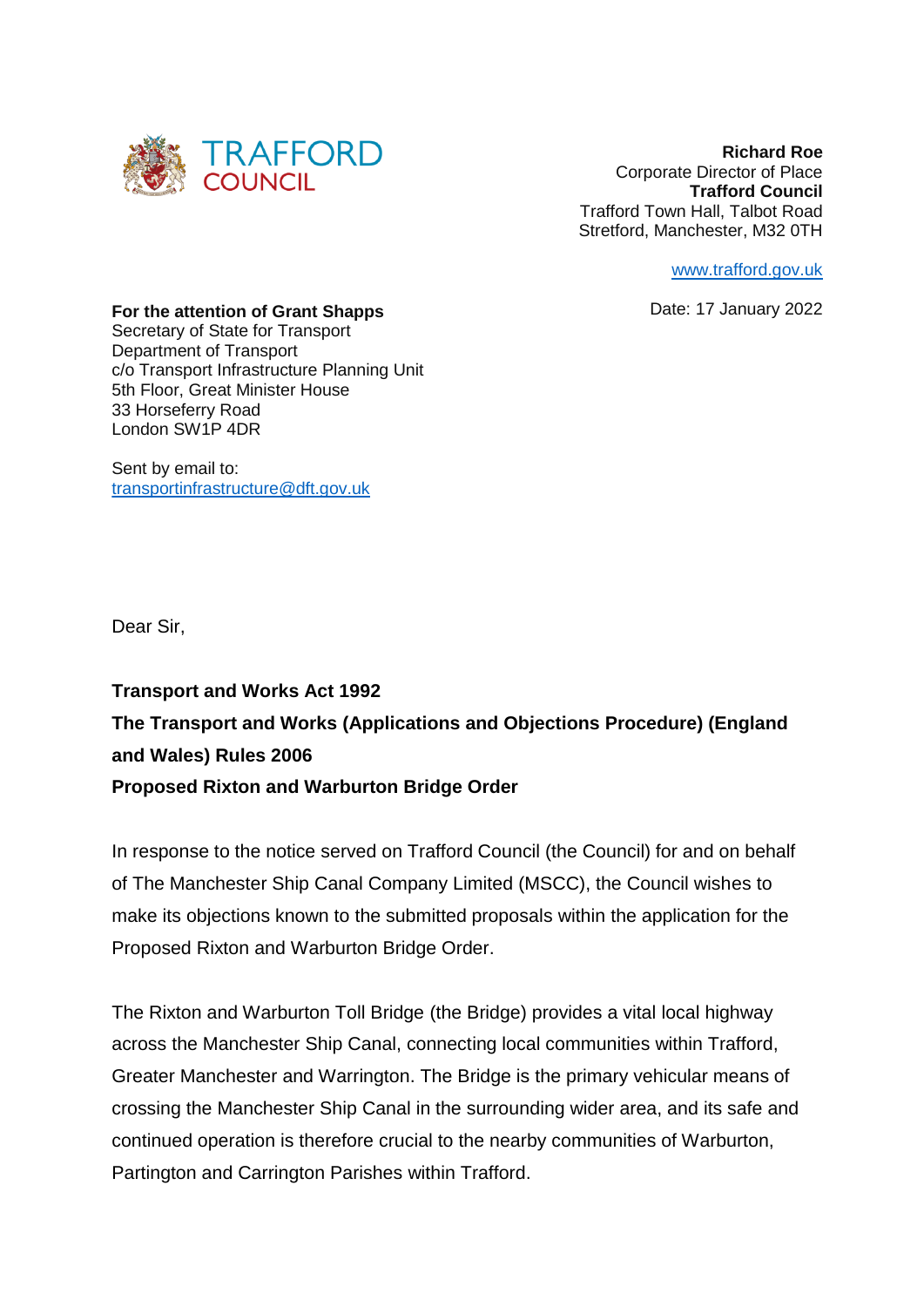TRAFFORD COUNCIL

**Richard Roe**
Corporate Director of Place
**Trafford Council**
Trafford Town Hall, Talbot Road
Stretford, Manchester, M32 0TH

www.trafford.gov.uk

Date: 17 January 2022

**For the attention of Grant Shapps**
Secretary of State for Transport
Department of Transport
c/o Transport Infrastructure Planning Unit
5th Floor, Great Minister House
33 Horseferry Road
London SW1P 4DR

Sent by email to:
transportinfrastructure@dft.gov.uk

Dear Sir,

**Transport and Works Act 1992**

**The Transport and Works (Applications and Objections Procedure) (England and Wales) Rules 2006**

**Proposed Rixton and Warburton Bridge Order**

In response to the notice served on Trafford Council (the Council) for and on behalf of The Manchester Ship Canal Company Limited (MSCC), the Council wishes to make its objections known to the submitted proposals within the application for the Proposed Rixton and Warburton Bridge Order.

The Rixton and Warburton Toll Bridge (the Bridge) provides a vital local highway across the Manchester Ship Canal, connecting local communities within Trafford, Greater Manchester and Warrington. The Bridge is the primary vehicular means of crossing the Manchester Ship Canal in the surrounding wider area, and its safe and continued operation is therefore crucial to the nearby communities of Warburton, Partington and Carrington Parishes within Trafford.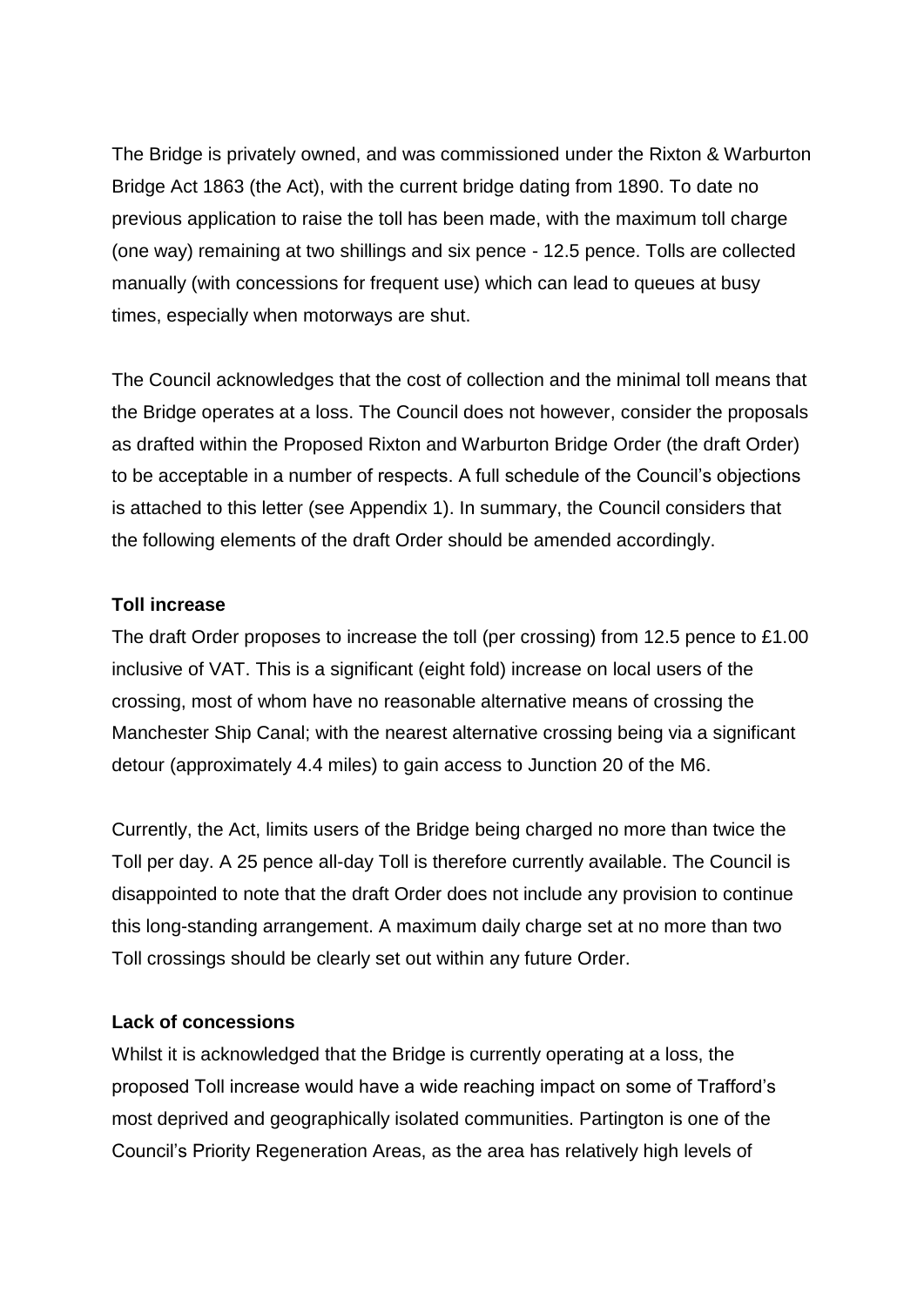The Bridge is privately owned, and was commissioned under the Rixton & Warburton Bridge Act 1863 (the Act), with the current bridge dating from 1890. To date no previous application to raise the toll has been made, with the maximum toll charge (one way) remaining at two shillings and six pence - 12.5 pence. Tolls are collected manually (with concessions for frequent use) which can lead to queues at busy times, especially when motorways are shut.

The Council acknowledges that the cost of collection and the minimal toll means that the Bridge operates at a loss. The Council does not however, consider the proposals as drafted within the Proposed Rixton and Warburton Bridge Order (the draft Order) to be acceptable in a number of respects. A full schedule of the Council's objections is attached to this letter (see Appendix 1). In summary, the Council considers that the following elements of the draft Order should be amended accordingly.

**Toll increase**

The draft Order proposes to increase the toll (per crossing) from 12.5 pence to £1.00 inclusive of VAT. This is a significant (eight fold) increase on local users of the crossing, most of whom have no reasonable alternative means of crossing the Manchester Ship Canal; with the nearest alternative crossing being via a significant detour (approximately 4.4 miles) to gain access to Junction 20 of the M6.

Currently, the Act, limits users of the Bridge being charged no more than twice the Toll per day. A 25 pence all-day Toll is therefore currently available. The Council is disappointed to note that the draft Order does not include any provision to continue this long-standing arrangement. A maximum daily charge set at no more than two Toll crossings should be clearly set out within any future Order.

**Lack of concessions**

Whilst it is acknowledged that the Bridge is currently operating at a loss, the proposed Toll increase would have a wide reaching impact on some of Trafford's most deprived and geographically isolated communities. Partington is one of the Council's Priority Regeneration Areas, as the area has relatively high levels of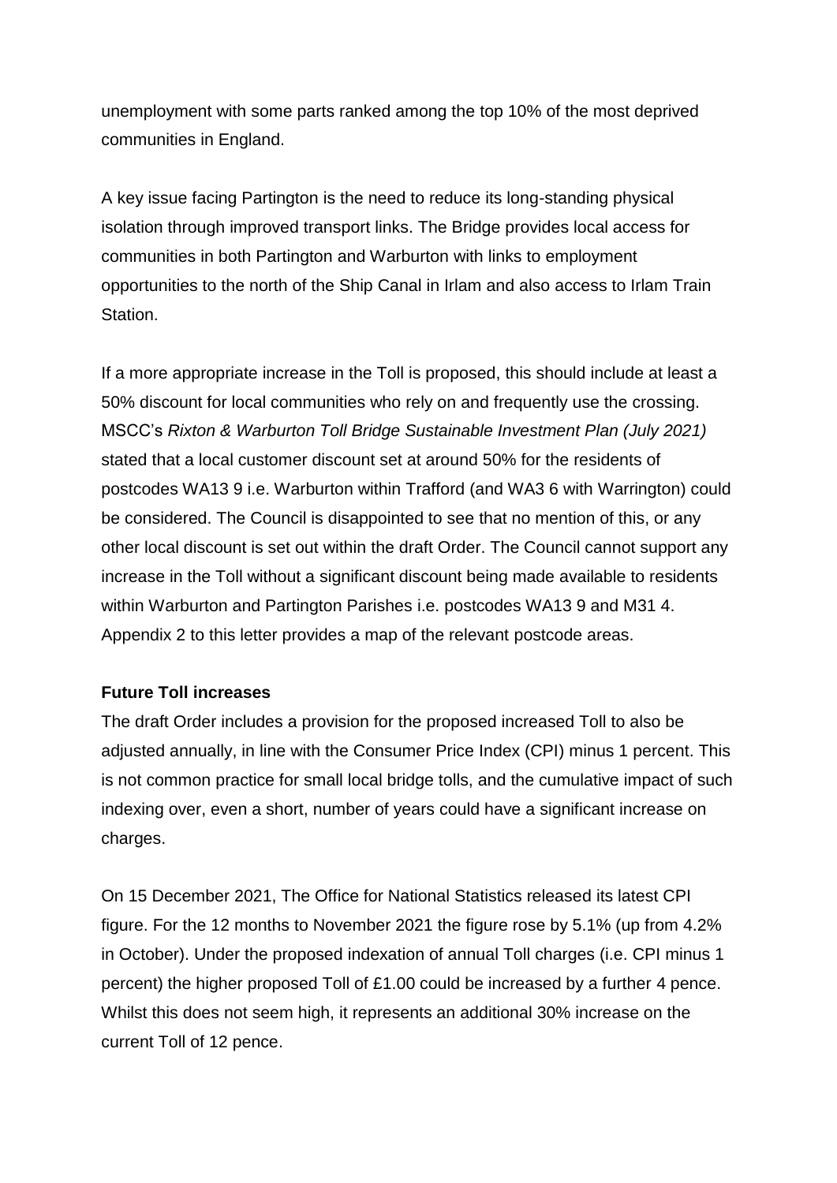unemployment with some parts ranked among the top 10% of the most deprived communities in England.

A key issue facing Partington is the need to reduce its long-standing physical isolation through improved transport links. The Bridge provides local access for communities in both Partington and Warburton with links to employment opportunities to the north of the Ship Canal in Irlam and also access to Irlam Train Station.

If a more appropriate increase in the Toll is proposed, this should include at least a 50% discount for local communities who rely on and frequently use the crossing. MSCC's *Rixton & Warburton Toll Bridge Sustainable Investment Plan (July 2021)* stated that a local customer discount set at around 50% for the residents of postcodes WA13 9 i.e. Warburton within Trafford (and WA3 6 with Warrington) could be considered. The Council is disappointed to see that no mention of this, or any other local discount is set out within the draft Order. The Council cannot support any increase in the Toll without a significant discount being made available to residents within Warburton and Partington Parishes i.e. postcodes WA13 9 and M31 4. Appendix 2 to this letter provides a map of the relevant postcode areas.

**Future Toll increases**

The draft Order includes a provision for the proposed increased Toll to also be adjusted annually, in line with the Consumer Price Index (CPI) minus 1 percent. This is not common practice for small local bridge tolls, and the cumulative impact of such indexing over, even a short, number of years could have a significant increase on charges.

On 15 December 2021, The Office for National Statistics released its latest CPI figure. For the 12 months to November 2021 the figure rose by 5.1% (up from 4.2% in October). Under the proposed indexation of annual Toll charges (i.e. CPI minus 1 percent) the higher proposed Toll of £1.00 could be increased by a further 4 pence. Whilst this does not seem high, it represents an additional 30% increase on the current Toll of 12 pence.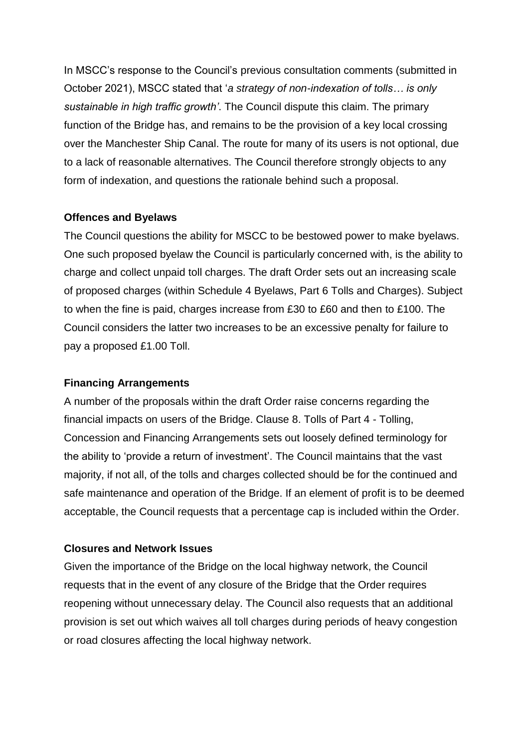In MSCC's response to the Council's previous consultation comments (submitted in October 2021), MSCC stated that '*a strategy of non-indexation of tolls… is only sustainable in high traffic growth'*. The Council dispute this claim. The primary function of the Bridge has, and remains to be the provision of a key local crossing over the Manchester Ship Canal. The route for many of its users is not optional, due to a lack of reasonable alternatives. The Council therefore strongly objects to any form of indexation, and questions the rationale behind such a proposal.

**Offences and Byelaws**

The Council questions the ability for MSCC to be bestowed power to make byelaws. One such proposed byelaw the Council is particularly concerned with, is the ability to charge and collect unpaid toll charges. The draft Order sets out an increasing scale of proposed charges (within Schedule 4 Byelaws, Part 6 Tolls and Charges). Subject to when the fine is paid, charges increase from £30 to £60 and then to £100. The Council considers the latter two increases to be an excessive penalty for failure to pay a proposed £1.00 Toll.

**Financing Arrangements**

A number of the proposals within the draft Order raise concerns regarding the financial impacts on users of the Bridge. Clause 8. Tolls of Part 4 - Tolling, Concession and Financing Arrangements sets out loosely defined terminology for the ability to 'provide a return of investment'. The Council maintains that the vast majority, if not all, of the tolls and charges collected should be for the continued and safe maintenance and operation of the Bridge. If an element of profit is to be deemed acceptable, the Council requests that a percentage cap is included within the Order.

**Closures and Network Issues**

Given the importance of the Bridge on the local highway network, the Council requests that in the event of any closure of the Bridge that the Order requires reopening without unnecessary delay. The Council also requests that an additional provision is set out which waives all toll charges during periods of heavy congestion or road closures affecting the local highway network.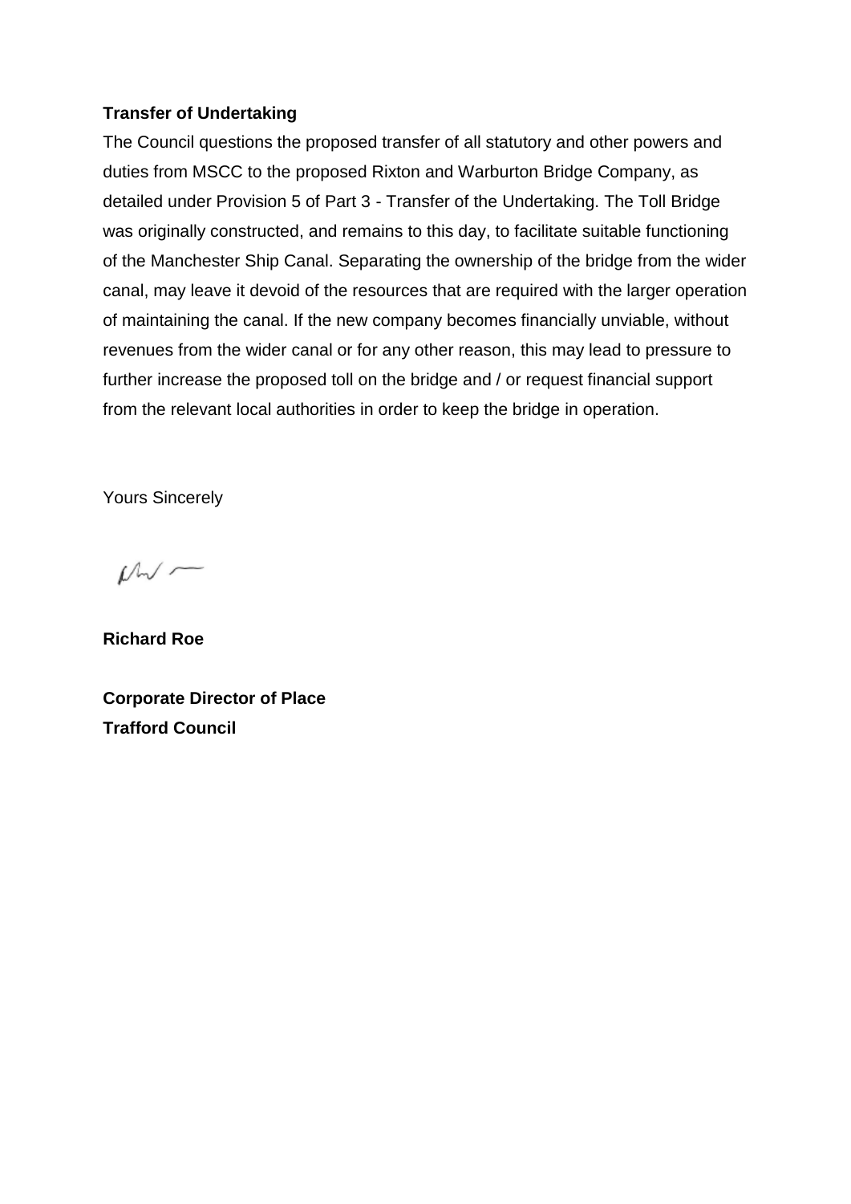**Transfer of Undertaking**

The Council questions the proposed transfer of all statutory and other powers and duties from MSCC to the proposed Rixton and Warburton Bridge Company, as detailed under Provision 5 of Part 3 - Transfer of the Undertaking. The Toll Bridge was originally constructed, and remains to this day, to facilitate suitable functioning of the Manchester Ship Canal. Separating the ownership of the bridge from the wider canal, may leave it devoid of the resources that are required with the larger operation of maintaining the canal. If the new company becomes financially unviable, without revenues from the wider canal or for any other reason, this may lead to pressure to further increase the proposed toll on the bridge and / or request financial support from the relevant local authorities in order to keep the bridge in operation.

Yours Sincerely

**Richard Roe**

**Corporate Director of Place**
**Trafford Council**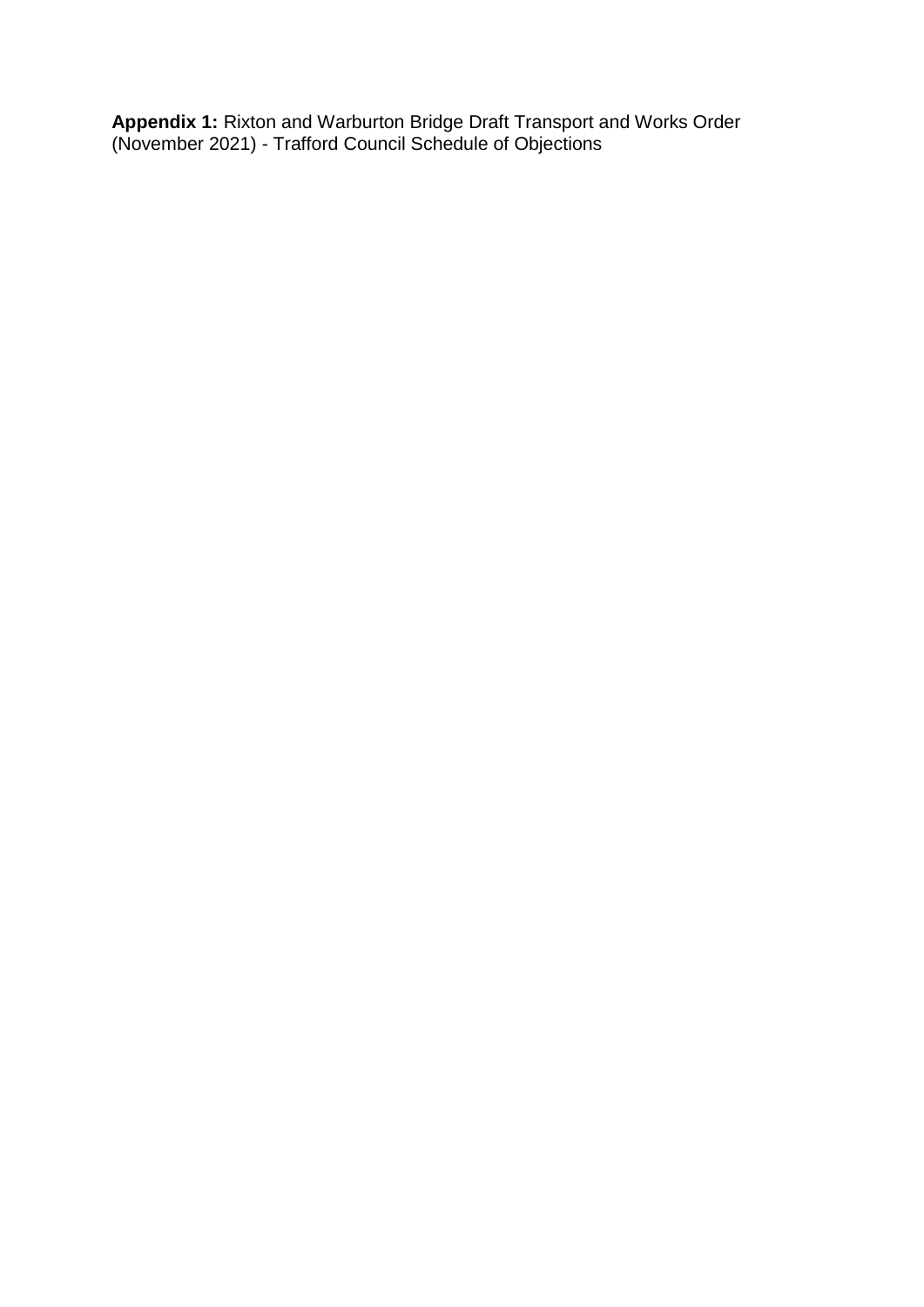**Appendix 1:** Rixton and Warburton Bridge Draft Transport and Works Order (November 2021) - Trafford Council Schedule of Objections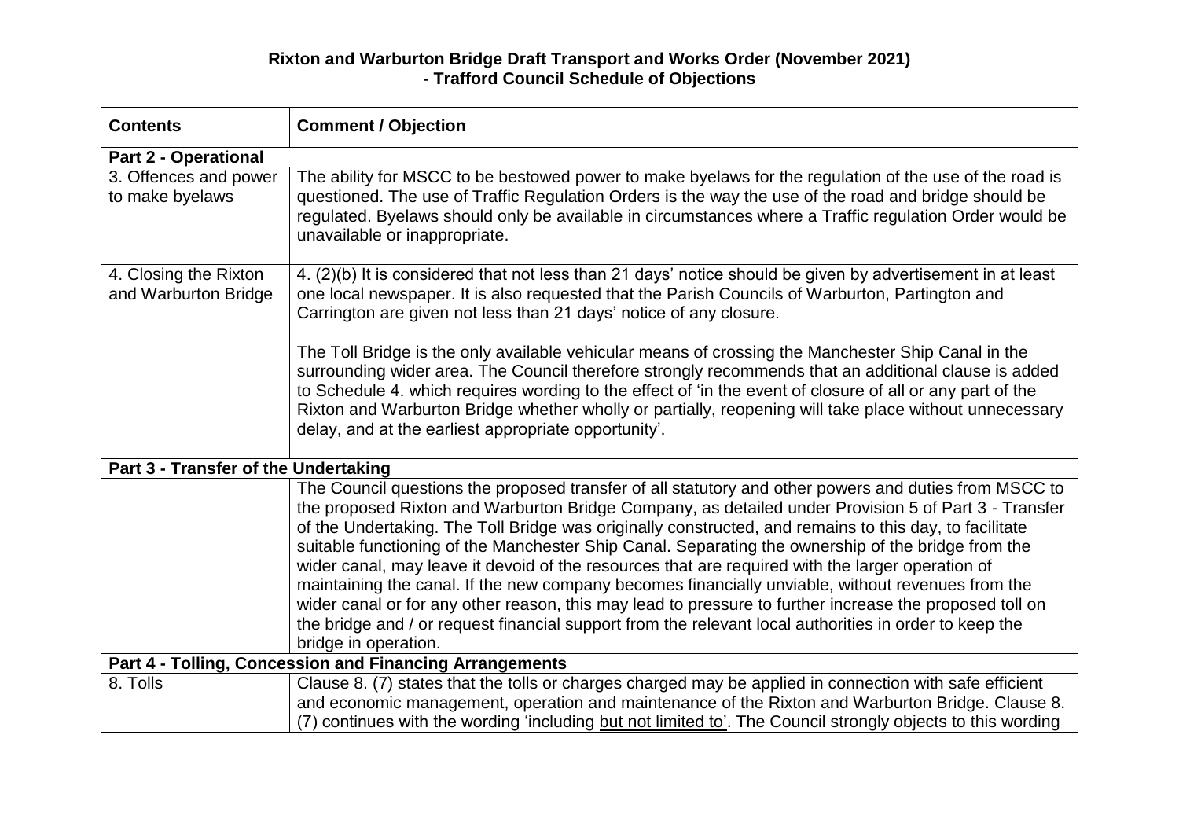# Rixton and Warburton Bridge Draft Transport and Works Order (November 2021) - Trafford Council Schedule of Objections

| Contents | Comment / Objection |
| --- | --- |
| **Part 2 - Operational** | |
| 3. Offences and power to make byelaws | The ability for MSCC to be bestowed power to make byelaws for the regulation of the use of the road is questioned. The use of Traffic Regulation Orders is the way the use of the road and bridge should be regulated. Byelaws should only be available in circumstances where a Traffic regulation Order would be unavailable or inappropriate. |
| 4. Closing the Rixton and Warburton Bridge | 4. (2)(b) It is considered that not less than 21 days' notice should be given by advertisement in at least one local newspaper. It is also requested that the Parish Councils of Warburton, Partington and Carrington are given not less than 21 days' notice of any closure.<br><br>The Toll Bridge is the only available vehicular means of crossing the Manchester Ship Canal in the surrounding wider area. The Council therefore strongly recommends that an additional clause is added to Schedule 4. which requires wording to the effect of 'in the event of closure of all or any part of the Rixton and Warburton Bridge whether wholly or partially, reopening will take place without unnecessary delay, and at the earliest appropriate opportunity'. |
| **Part 3 - Transfer of the Undertaking** | |
| | The Council questions the proposed transfer of all statutory and other powers and duties from MSCC to the proposed Rixton and Warburton Bridge Company, as detailed under Provision 5 of Part 3 - Transfer of the Undertaking. The Toll Bridge was originally constructed, and remains to this day, to facilitate suitable functioning of the Manchester Ship Canal. Separating the ownership of the bridge from the wider canal, may leave it devoid of the resources that are required with the larger operation of maintaining the canal. If the new company becomes financially unviable, without revenues from the wider canal or for any other reason, this may lead to pressure to further increase the proposed toll on the bridge and / or request financial support from the relevant local authorities in order to keep the bridge in operation. |
| **Part 4 - Tolling, Concession and Financing Arrangements** | |
| 8. Tolls | Clause 8. (7) states that the tolls or charges charged may be applied in connection with safe efficient and economic management, operation and maintenance of the Rixton and Warburton Bridge. Clause 8. (7) continues with the wording 'including <u>but not limited to</u>'. The Council strongly objects to this wording |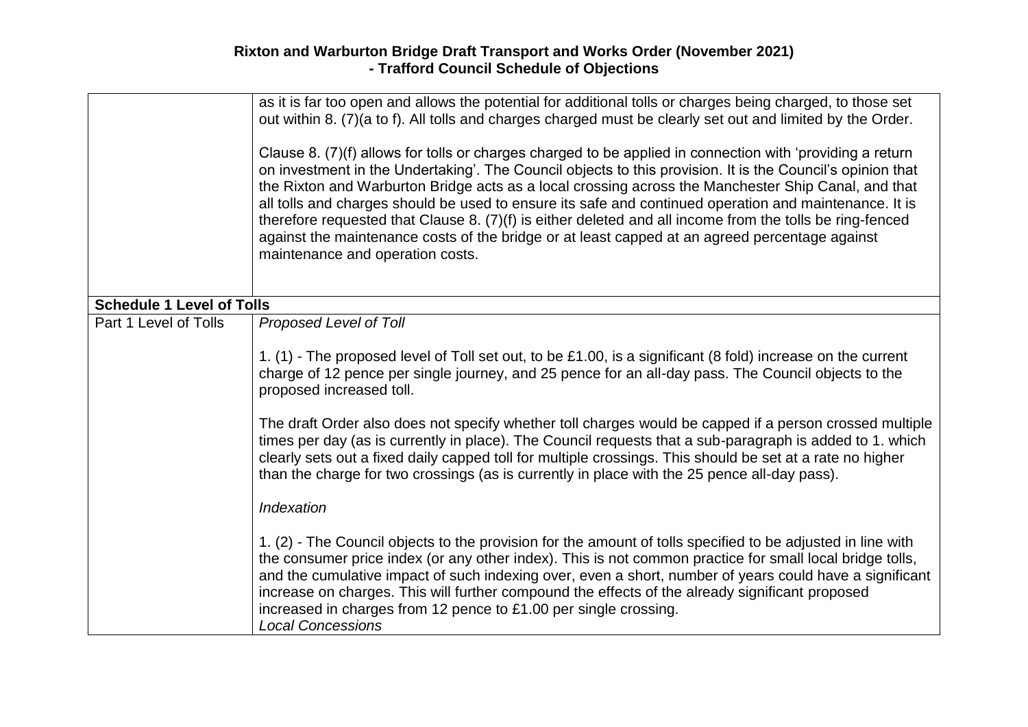| | |
|---|---|
| | as it is far too open and allows the potential for additional tolls or charges being charged, to those set out within 8. (7)(a to f). All tolls and charges charged must be clearly set out and limited by the Order.<br><br>Clause 8. (7)(f) allows for tolls or charges charged to be applied in connection with 'providing a return on investment in the Undertaking'. The Council objects to this provision. It is the Council's opinion that the Rixton and Warburton Bridge acts as a local crossing across the Manchester Ship Canal, and that all tolls and charges should be used to ensure its safe and continued operation and maintenance. It is therefore requested that Clause 8. (7)(f) is either deleted and all income from the tolls be ring-fenced against the maintenance costs of the bridge or at least capped at an agreed percentage against maintenance and operation costs. |
| **Schedule 1 Level of Tolls** | |
| Part 1 Level of Tolls | *Proposed Level of Toll*<br><br>1. (1) - The proposed level of Toll set out, to be £1.00, is a significant (8 fold) increase on the current charge of 12 pence per single journey, and 25 pence for an all-day pass. The Council objects to the proposed increased toll.<br><br>The draft Order also does not specify whether toll charges would be capped if a person crossed multiple times per day (as is currently in place). The Council requests that a sub-paragraph is added to 1. which clearly sets out a fixed daily capped toll for multiple crossings. This should be set at a rate no higher than the charge for two crossings (as is currently in place with the 25 pence all-day pass).<br><br>*Indexation*<br><br>1. (2) - The Council objects to the provision for the amount of tolls specified to be adjusted in line with the consumer price index (or any other index). This is not common practice for small local bridge tolls, and the cumulative impact of such indexing over, even a short, number of years could have a significant increase on charges. This will further compound the effects of the already significant proposed increased in charges from 12 pence to £1.00 per single crossing.<br>*Local Concessions* |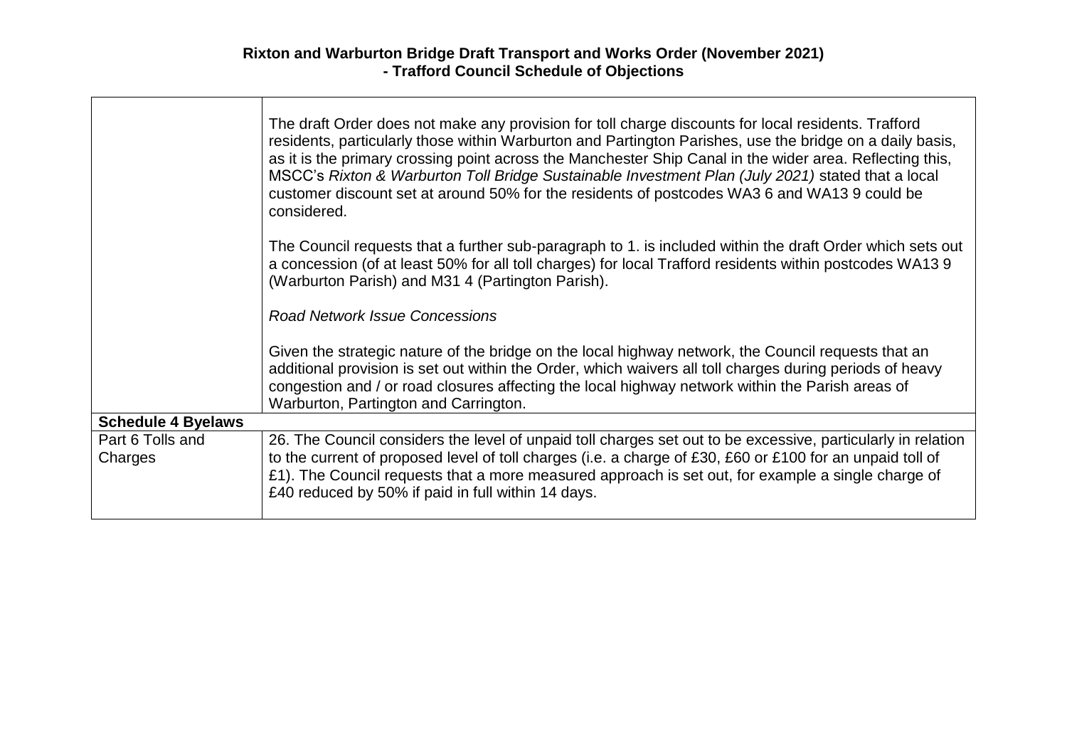**Rixton and Warburton Bridge Draft Transport and Works Order (November 2021) - Trafford Council Schedule of Objections**

| | |
|---|---|
| | The draft Order does not make any provision for toll charge discounts for local residents. Trafford residents, particularly those within Warburton and Partington Parishes, use the bridge on a daily basis, as it is the primary crossing point across the Manchester Ship Canal in the wider area. Reflecting this, MSCC's *Rixton & Warburton Toll Bridge Sustainable Investment Plan (July 2021)* stated that a local customer discount set at around 50% for the residents of postcodes WA3 6 and WA13 9 could be considered.<br><br>The Council requests that a further sub-paragraph to 1. is included within the draft Order which sets out a concession (of at least 50% for all toll charges) for local Trafford residents within postcodes WA13 9 (Warburton Parish) and M31 4 (Partington Parish).<br><br>*Road Network Issue Concessions*<br><br>Given the strategic nature of the bridge on the local highway network, the Council requests that an additional provision is set out within the Order, which waivers all toll charges during periods of heavy congestion and / or road closures affecting the local highway network within the Parish areas of Warburton, Partington and Carrington. |
| **Schedule 4 Byelaws** | |
| Part 6 Tolls and Charges | 26. The Council considers the level of unpaid toll charges set out to be excessive, particularly in relation to the current of proposed level of toll charges (i.e. a charge of £30, £60 or £100 for an unpaid toll of £1). The Council requests that a more measured approach is set out, for example a single charge of £40 reduced by 50% if paid in full within 14 days. |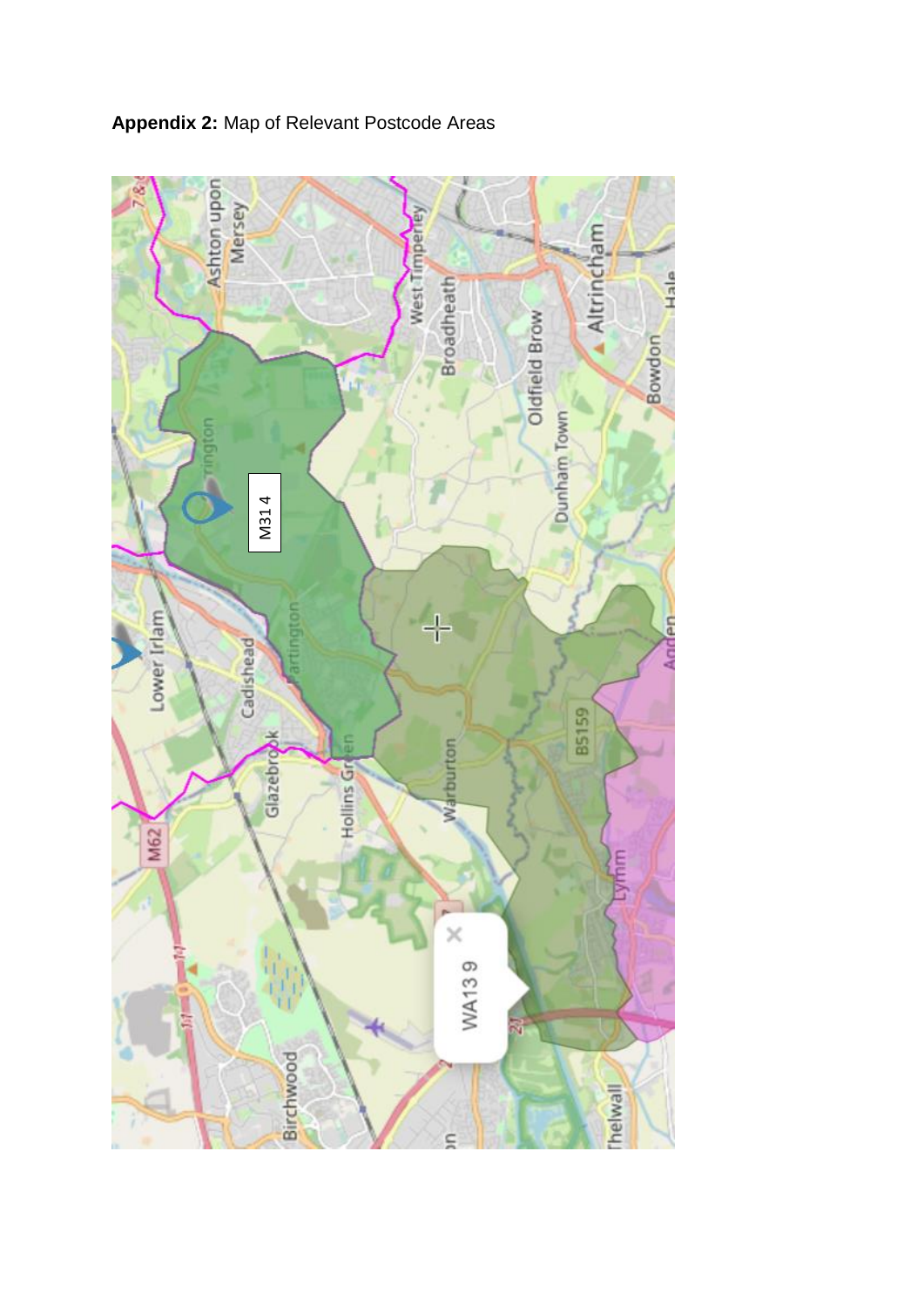**Appendix 2:** Map of Relevant Postcode Areas

M31 4

WA13 9